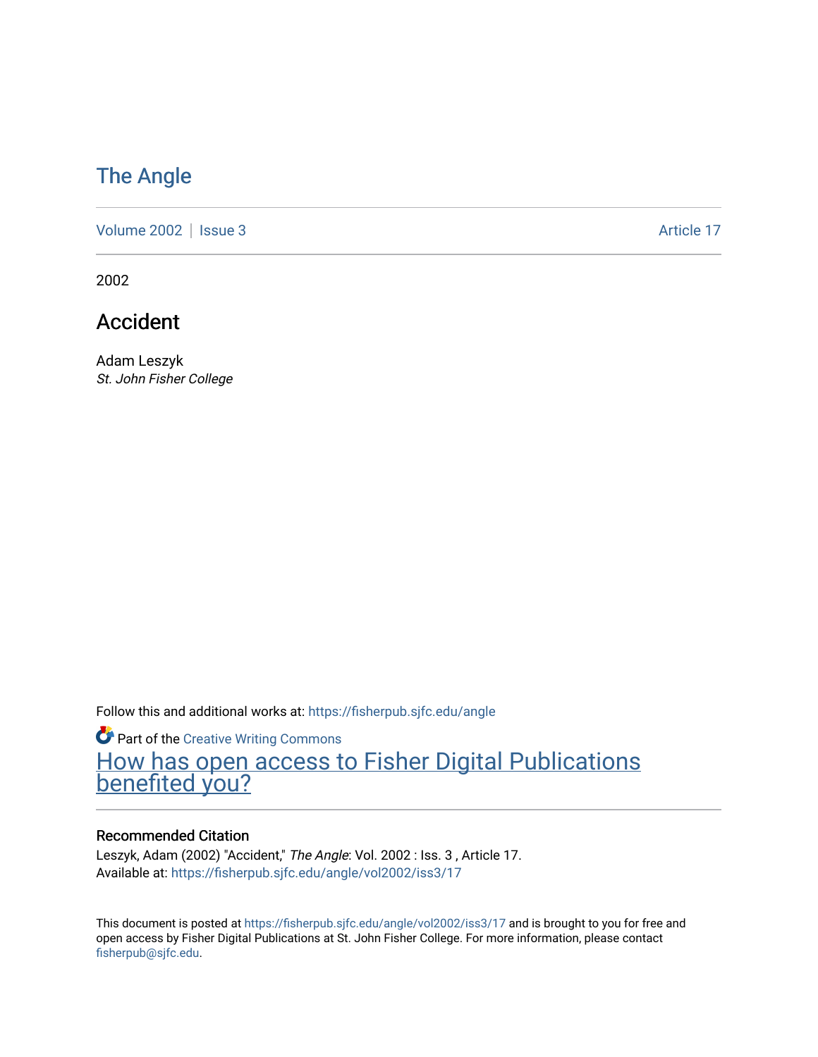# The Angle

Volume 2002 | Issue 3 Article 17

2002

## Accident

Adam Leszyk
*St. John Fisher College*

Follow this and additional works at: https://fisherpub.sjfc.edu/angle

Part of the Creative Writing Commons

How has open access to Fisher Digital Publications benefited you?

### Recommended Citation

Leszyk, Adam (2002) "Accident," *The Angle*: Vol. 2002 : Iss. 3 , Article 17.
Available at: https://fisherpub.sjfc.edu/angle/vol2002/iss3/17

This document is posted at https://fisherpub.sjfc.edu/angle/vol2002/iss3/17 and is brought to you for free and open access by Fisher Digital Publications at St. John Fisher College. For more information, please contact fisherpub@sjfc.edu.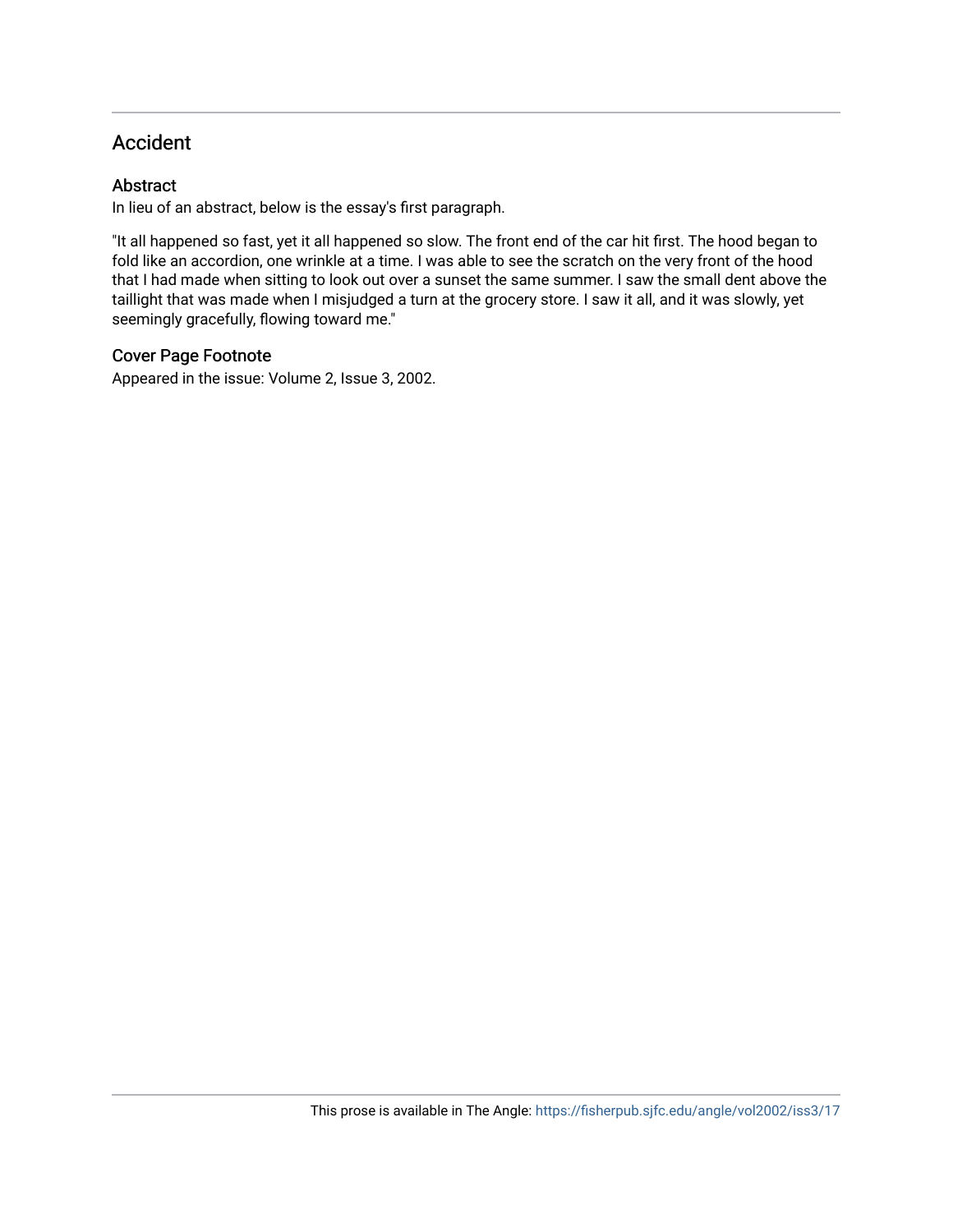# Accident

## Abstract

In lieu of an abstract, below is the essay's first paragraph.

"It all happened so fast, yet it all happened so slow. The front end of the car hit first. The hood began to fold like an accordion, one wrinkle at a time. I was able to see the scratch on the very front of the hood that I had made when sitting to look out over a sunset the same summer. I saw the small dent above the taillight that was made when I misjudged a turn at the grocery store. I saw it all, and it was slowly, yet seemingly gracefully, flowing toward me."

## Cover Page Footnote

Appeared in the issue: Volume 2, Issue 3, 2002.

This prose is available in The Angle: https://fisherpub.sjfc.edu/angle/vol2002/iss3/17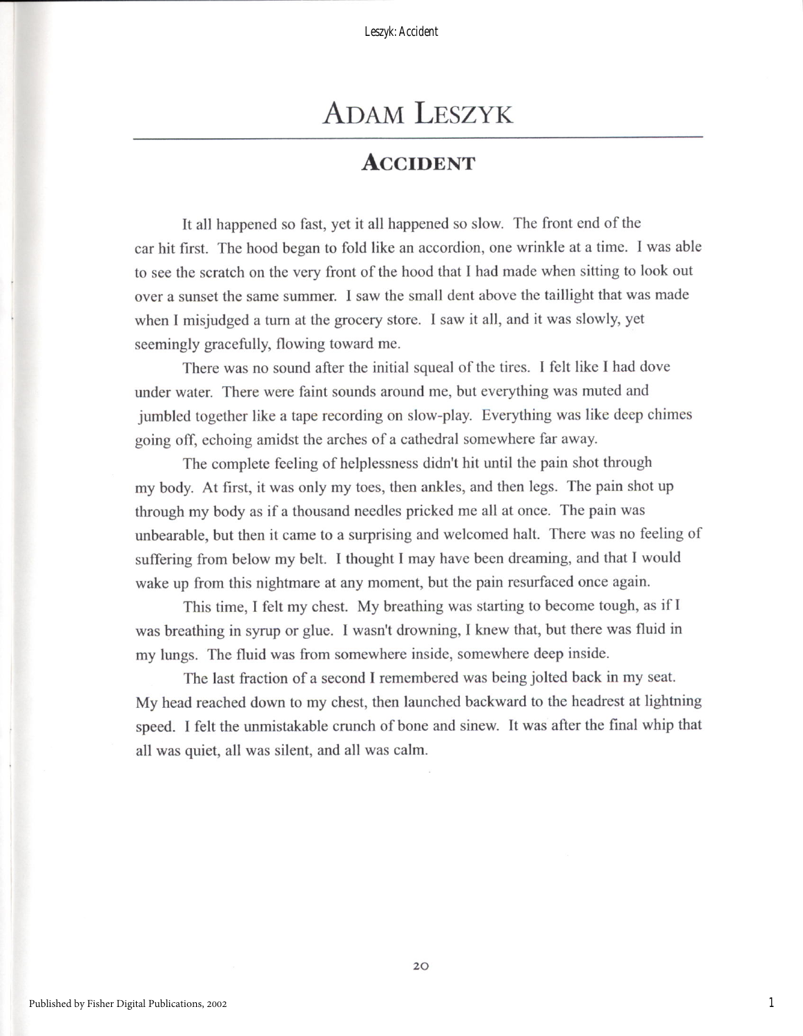# Adam Leszyk

## Accident

It all happened so fast, yet it all happened so slow. The front end of the car hit first. The hood began to fold like an accordion, one wrinkle at a time. I was able to see the scratch on the very front of the hood that I had made when sitting to look out over a sunset the same summer. I saw the small dent above the taillight that was made when I misjudged a turn at the grocery store. I saw it all, and it was slowly, yet seemingly gracefully, flowing toward me.

There was no sound after the initial squeal of the tires. I felt like I had dove under water. There were faint sounds around me, but everything was muted and jumbled together like a tape recording on slow-play. Everything was like deep chimes going off, echoing amidst the arches of a cathedral somewhere far away.

The complete feeling of helplessness didn't hit until the pain shot through my body. At first, it was only my toes, then ankles, and then legs. The pain shot up through my body as if a thousand needles pricked me all at once. The pain was unbearable, but then it came to a surprising and welcomed halt. There was no feeling of suffering from below my belt. I thought I may have been dreaming, and that I would wake up from this nightmare at any moment, but the pain resurfaced once again.

This time, I felt my chest. My breathing was starting to become tough, as if I was breathing in syrup or glue. I wasn't drowning, I knew that, but there was fluid in my lungs. The fluid was from somewhere inside, somewhere deep inside.

The last fraction of a second I remembered was being jolted back in my seat. My head reached down to my chest, then launched backward to the headrest at lightning speed. I felt the unmistakable crunch of bone and sinew. It was after the final whip that all was quiet, all was silent, and all was calm.